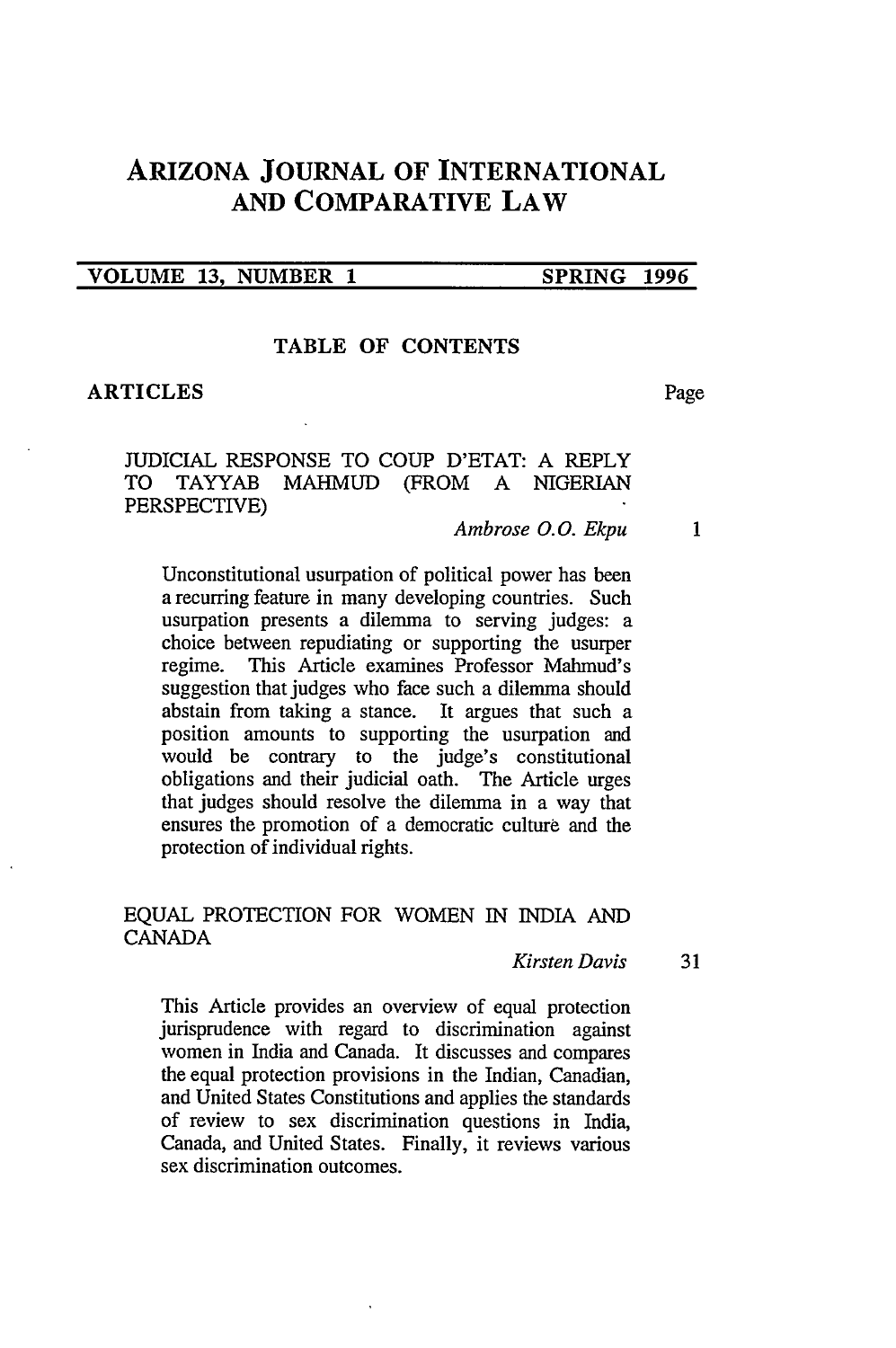# ARIZONA JOURNAL OF INTERNATIONAL AND COMPARATIVE LAW

VOLUME 13, NUMBER 1 SPRING 1996

## TABLE OF CONTENTS

### ARTICLES

Page

JUDICIAL RESPONSE TO COUP D'ETAT: A REPLY TO TAYYAB MAHMUD (FROM A NIGERIAN PERSPECTIVE)

*Ambrose O.O. Ekpu* 1

Unconstitutional usurpation of political power has been a recurring feature in many developing countries. Such usurpation presents a dilemma to serving judges: a choice between repudiating or supporting the usurper regime. This Article examines Professor Mahmud's suggestion that judges who face such a dilemma should abstain from taking a stance. It argues that such a position amounts to supporting the usurpation and would be contrary to the judge's constitutional obligations and their judicial oath. The Article urges that judges should resolve the dilemma in a way that ensures the promotion of a democratic culture and the protection of individual rights.

EQUAL PROTECTION FOR WOMEN IN INDIA AND CANADA

*Kirsten Davis* 31

This Article provides an overview of equal protection jurisprudence with regard to discrimination against women in India and Canada. It discusses and compares the equal protection provisions in the Indian, Canadian, and United States Constitutions and applies the standards of review to sex discrimination questions in India, Canada, and United States. Finally, it reviews various sex discrimination outcomes.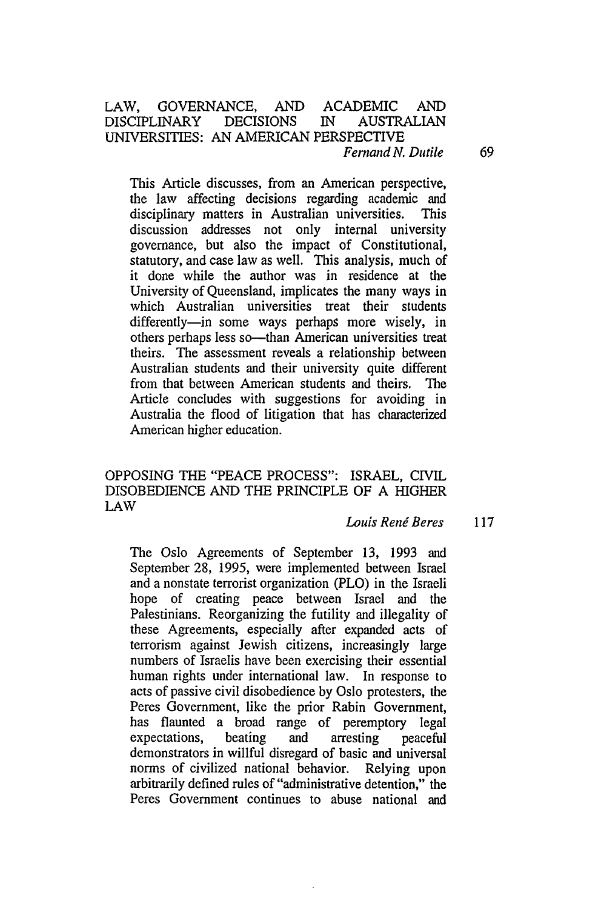## LAW, GOVERNANCE, AND ACADEMIC AND DISCIPLINARY DECISIONS IN AUSTRALIAN UNIVERSITIES: AN AMERICAN PERSPECTIVE

*Fernand N. Dutile* 69

This Article discusses, from an American perspective, the law affecting decisions regarding academic and disciplinary matters in Australian universities. This discussion addresses not only internal university governance, but also the impact of Constitutional, statutory, and case law as well. This analysis, much of it done while the author was in residence at the University of Queensland, implicates the many ways in which Australian universities treat their students differently—in some ways perhaps more wisely, in others perhaps less so—than American universities treat theirs. The assessment reveals a relationship between Australian students and their university quite different from that between American students and theirs. The Article concludes with suggestions for avoiding in Australia the flood of litigation that has characterized American higher education.

## OPPOSING THE "PEACE PROCESS": ISRAEL, CIVIL DISOBEDIENCE AND THE PRINCIPLE OF A HIGHER LAW

*Louis René Beres* 117

The Oslo Agreements of September 13, 1993 and September 28, 1995, were implemented between Israel and a nonstate terrorist organization (PLO) in the Israeli hope of creating peace between Israel and the Palestinians. Reorganizing the futility and illegality of these Agreements, especially after expanded acts of terrorism against Jewish citizens, increasingly large numbers of Israelis have been exercising their essential human rights under international law. In response to acts of passive civil disobedience by Oslo protesters, the Peres Government, like the prior Rabin Government, has flaunted a broad range of peremptory legal expectations, beating and arresting peaceful demonstrators in willful disregard of basic and universal norms of civilized national behavior. Relying upon arbitrarily defined rules of "administrative detention," the Peres Government continues to abuse national and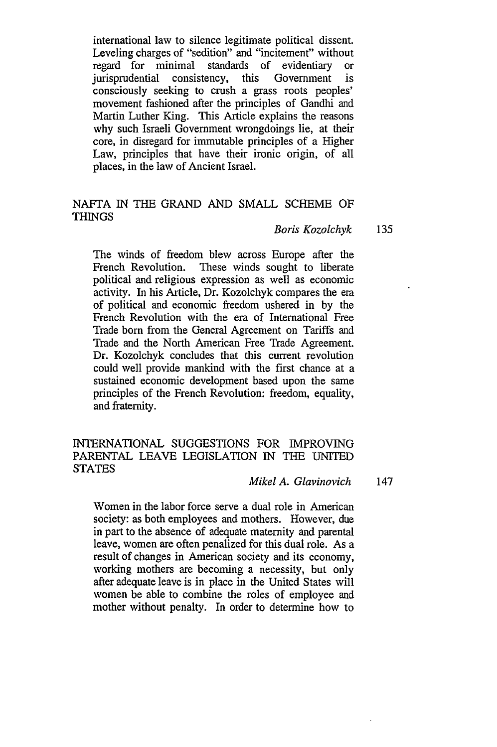international law to silence legitimate political dissent. Leveling charges of "sedition" and "incitement" without regard for minimal standards of evidentiary or jurisprudential consistency, this Government is consciously seeking to crush a grass roots peoples' movement fashioned after the principles of Gandhi and Martin Luther King. This Article explains the reasons why such Israeli Government wrongdoings lie, at their core, in disregard for immutable principles of a Higher Law, principles that have their ironic origin, of all places, in the law of Ancient Israel.

## NAFTA IN THE GRAND AND SMALL SCHEME OF THINGS

*Boris Kozolchyk* 135

The winds of freedom blew across Europe after the French Revolution. These winds sought to liberate political and religious expression as well as economic activity. In his Article, Dr. Kozolchyk compares the era of political and economic freedom ushered in by the French Revolution with the era of International Free Trade born from the General Agreement on Tariffs and Trade and the North American Free Trade Agreement. Dr. Kozolchyk concludes that this current revolution could well provide mankind with the first chance at a sustained economic development based upon the same principles of the French Revolution: freedom, equality, and fraternity.

## INTERNATIONAL SUGGESTIONS FOR IMPROVING PARENTAL LEAVE LEGISLATION IN THE UNITED STATES

*Mikel A. Glavinovich* 147

Women in the labor force serve a dual role in American society: as both employees and mothers. However, due in part to the absence of adequate maternity and parental leave, women are often penalized for this dual role. As a result of changes in American society and its economy, working mothers are becoming a necessity, but only after adequate leave is in place in the United States will women be able to combine the roles of employee and mother without penalty. In order to determine how to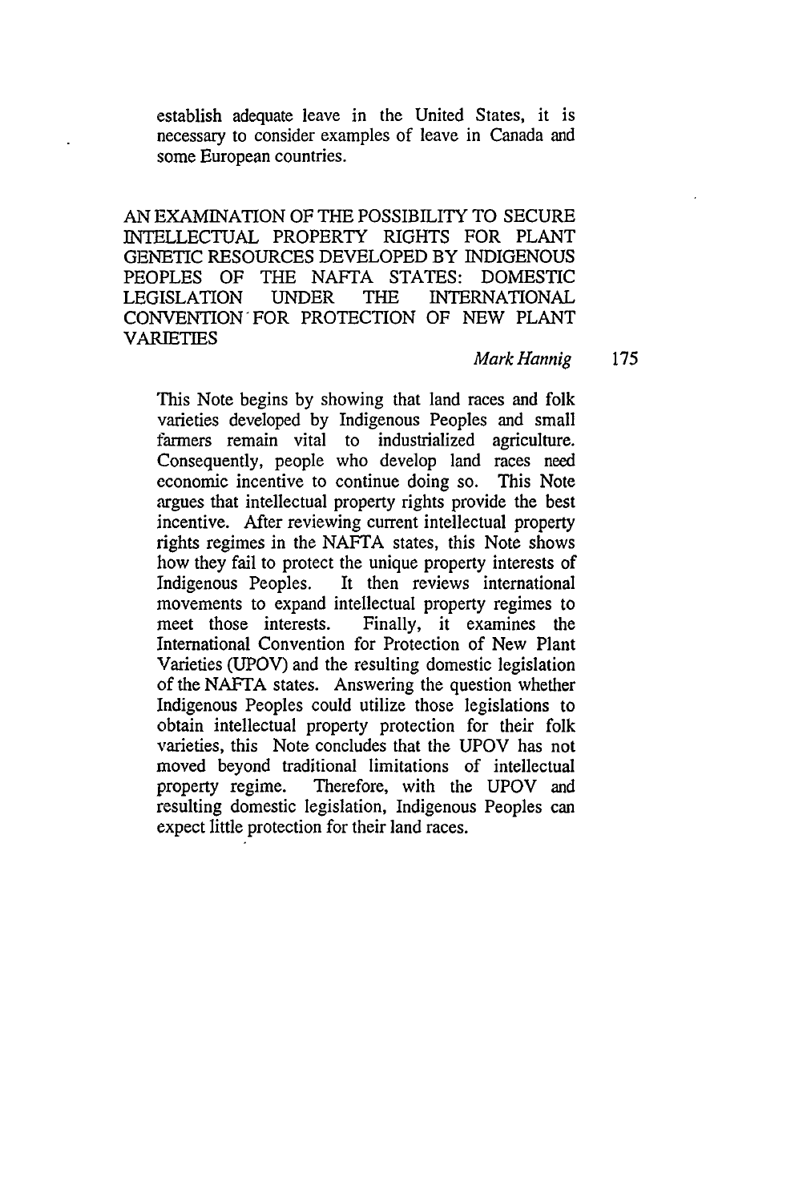establish adequate leave in the United States, it is necessary to consider examples of leave in Canada and some European countries.

## AN EXAMINATION OF THE POSSIBILITY TO SECURE INTELLECTUAL PROPERTY RIGHTS FOR PLANT GENETIC RESOURCES DEVELOPED BY INDIGENOUS PEOPLES OF THE NAFTA STATES: DOMESTIC LEGISLATION UNDER THE INTERNATIONAL CONVENTION FOR PROTECTION OF NEW PLANT VARIETIES

*Mark Hannig* 175

This Note begins by showing that land races and folk varieties developed by Indigenous Peoples and small farmers remain vital to industrialized agriculture. Consequently, people who develop land races need economic incentive to continue doing so. This Note argues that intellectual property rights provide the best incentive. After reviewing current intellectual property rights regimes in the NAFTA states, this Note shows how they fail to protect the unique property interests of Indigenous Peoples. It then reviews international movements to expand intellectual property regimes to meet those interests. Finally, it examines the International Convention for Protection of New Plant Varieties (UPOV) and the resulting domestic legislation of the NAFTA states. Answering the question whether Indigenous Peoples could utilize those legislations to obtain intellectual property protection for their folk varieties, this Note concludes that the UPOV has not moved beyond traditional limitations of intellectual property regime. Therefore, with the UPOV and resulting domestic legislation, Indigenous Peoples can expect little protection for their land races.